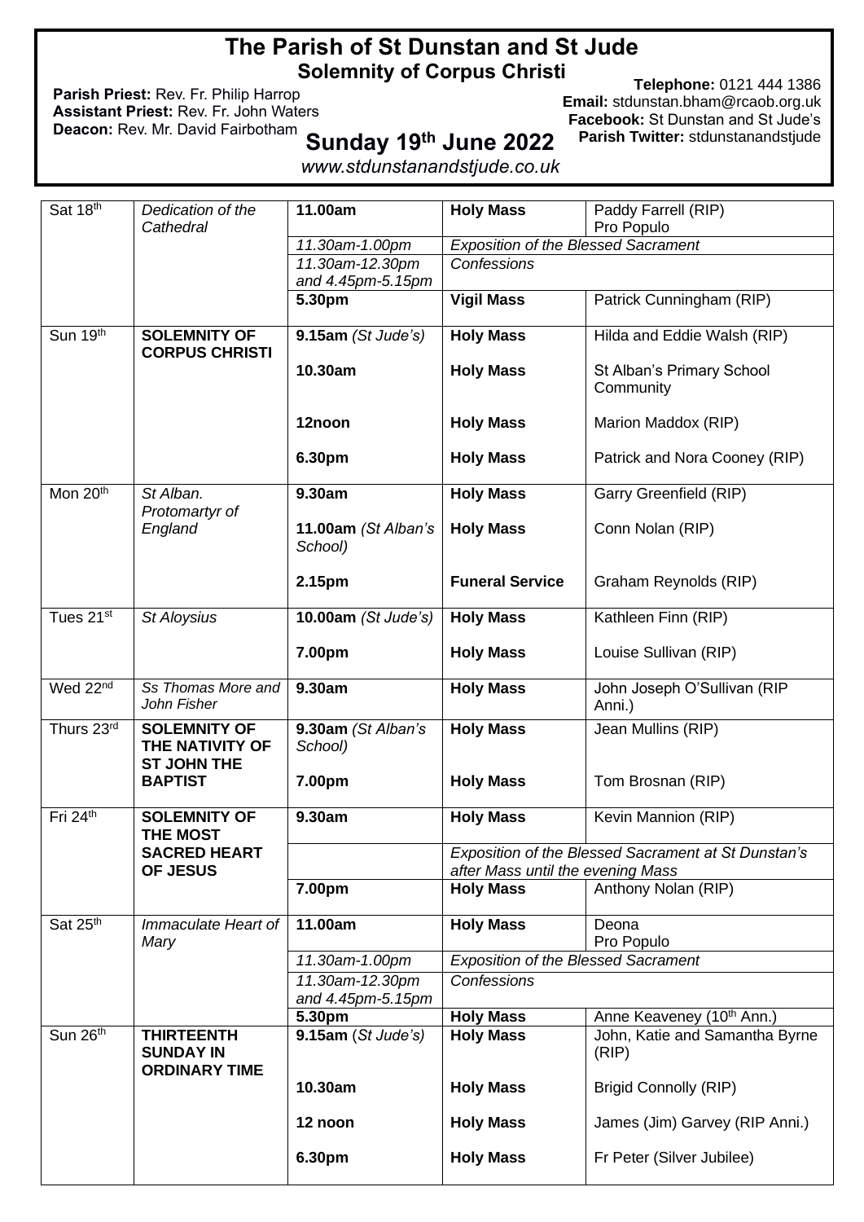# The Parish of St Dunstan and St Jude

## Solemnity of Corpus Christi

**Parish Priest:** Rev. Fr. Philip Harrop
**Assistant Priest:** Rev. Fr. John Waters
**Deacon:** Rev. Mr. David Fairbotham

## Sunday 19th June 2022

**Telephone:** 0121 444 1386
**Email:** stdunstan.bham@rcaob.org.uk
**Facebook:** St Dunstan and St Jude's
**Parish Twitter:** stdunstanandstjude

*www.stdunstanandstjude.co.uk*

| Day | Feast | Time | Service | Intention |
|---|---|---|---|---|
| Sat 18th | *Dedication of the Cathedral* | **11.00am** | **Holy Mass** | Paddy Farrell (RIP) Pro Populo |
| | | *11.30am-1.00pm* | *Exposition of the Blessed Sacrament* | |
| | | *11.30am-12.30pm and 4.45pm-5.15pm* | *Confessions* | |
| | | **5.30pm** | **Vigil Mass** | Patrick Cunningham (RIP) |
| Sun 19th | **SOLEMNITY OF CORPUS CHRISTI** | **9.15am** *(St Jude's)* | **Holy Mass** | Hilda and Eddie Walsh (RIP) |
| | | **10.30am** | **Holy Mass** | St Alban's Primary School Community |
| | | **12noon** | **Holy Mass** | Marion Maddox (RIP) |
| | | **6.30pm** | **Holy Mass** | Patrick and Nora Cooney (RIP) |
| Mon 20th | *St Alban. Protomartyr of England* | **9.30am** | **Holy Mass** | Garry Greenfield (RIP) |
| | | **11.00am** *(St Alban's School)* | **Holy Mass** | Conn Nolan (RIP) |
| | | **2.15pm** | **Funeral Service** | Graham Reynolds (RIP) |
| Tues 21st | *St Aloysius* | **10.00am** *(St Jude's)* | **Holy Mass** | Kathleen Finn (RIP) |
| | | **7.00pm** | **Holy Mass** | Louise Sullivan (RIP) |
| Wed 22nd | *Ss Thomas More and John Fisher* | **9.30am** | **Holy Mass** | John Joseph O'Sullivan (RIP Anni.) |
| Thurs 23rd | **SOLEMNITY OF THE NATIVITY OF ST JOHN THE BAPTIST** | **9.30am** *(St Alban's School)* | **Holy Mass** | Jean Mullins (RIP) |
| | | **7.00pm** | **Holy Mass** | Tom Brosnan (RIP) |
| Fri 24th | **SOLEMNITY OF THE MOST SACRED HEART OF JESUS** | **9.30am** | **Holy Mass** | Kevin Mannion (RIP) |
| | | | *Exposition of the Blessed Sacrament at St Dunstan's after Mass until the evening Mass* | |
| | | **7.00pm** | **Holy Mass** | Anthony Nolan (RIP) |
| Sat 25th | *Immaculate Heart of Mary* | **11.00am** | **Holy Mass** | Deona Pro Populo |
| | | *11.30am-1.00pm* | *Exposition of the Blessed Sacrament* | |
| | | *11.30am-12.30pm and 4.45pm-5.15pm* | *Confessions* | |
| | | **5.30pm** | **Holy Mass** | Anne Keaveney (10th Ann.) |
| Sun 26th | **THIRTEENTH SUNDAY IN ORDINARY TIME** | **9.15am** (*St Jude's)* | **Holy Mass** | John, Katie and Samantha Byrne (RIP) |
| | | **10.30am** | **Holy Mass** | Brigid Connolly (RIP) |
| | | **12 noon** | **Holy Mass** | James (Jim) Garvey (RIP Anni.) |
| | | **6.30pm** | **Holy Mass** | Fr Peter (Silver Jubilee) |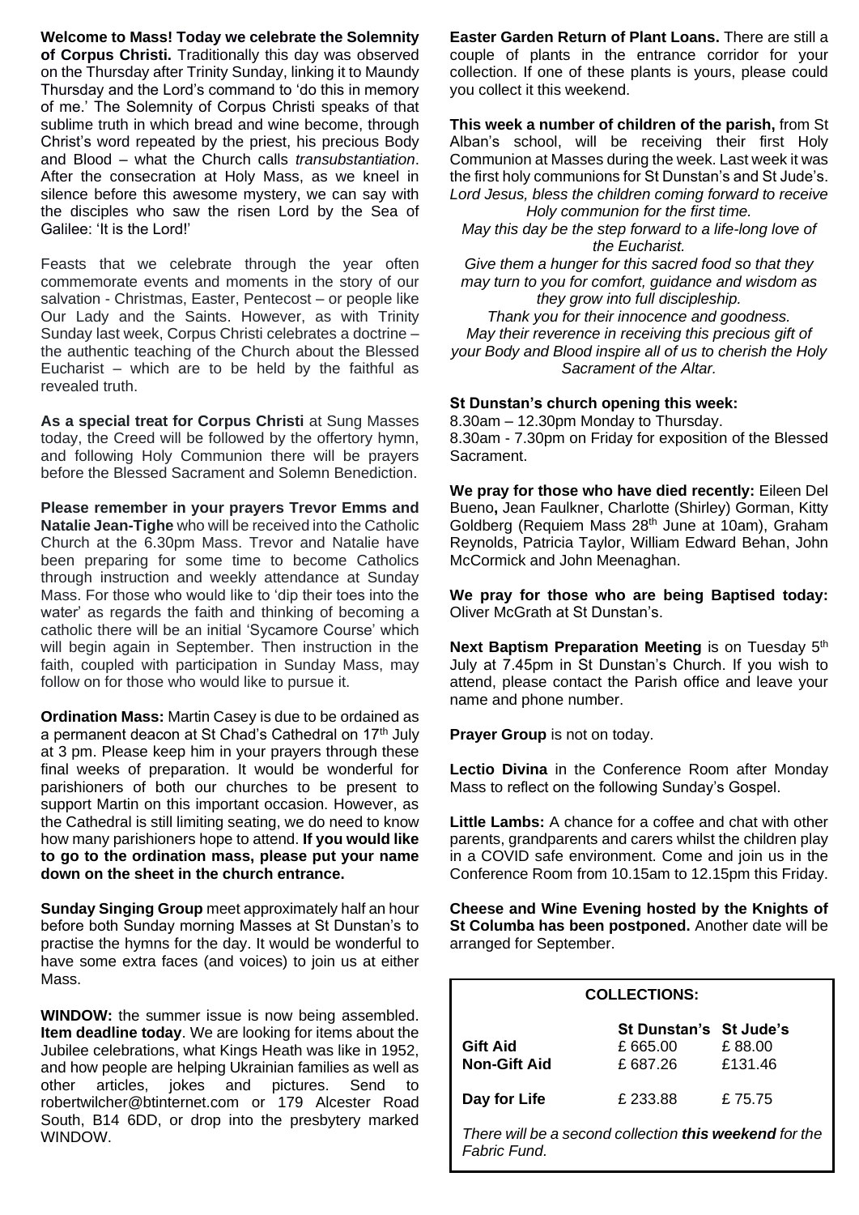**Welcome to Mass! Today we celebrate the Solemnity of Corpus Christi.** Traditionally this day was observed on the Thursday after Trinity Sunday, linking it to Maundy Thursday and the Lord's command to 'do this in memory of me.' The Solemnity of Corpus Christi speaks of that sublime truth in which bread and wine become, through Christ's word repeated by the priest, his precious Body and Blood – what the Church calls *transubstantiation*. After the consecration at Holy Mass, as we kneel in silence before this awesome mystery, we can say with the disciples who saw the risen Lord by the Sea of Galilee: 'It is the Lord!'

Feasts that we celebrate through the year often commemorate events and moments in the story of our salvation - Christmas, Easter, Pentecost – or people like Our Lady and the Saints. However, as with Trinity Sunday last week, Corpus Christi celebrates a doctrine – the authentic teaching of the Church about the Blessed Eucharist – which are to be held by the faithful as revealed truth.

**As a special treat for Corpus Christi** at Sung Masses today, the Creed will be followed by the offertory hymn, and following Holy Communion there will be prayers before the Blessed Sacrament and Solemn Benediction.

**Please remember in your prayers Trevor Emms and Natalie Jean-Tighe** who will be received into the Catholic Church at the 6.30pm Mass. Trevor and Natalie have been preparing for some time to become Catholics through instruction and weekly attendance at Sunday Mass. For those who would like to 'dip their toes into the water' as regards the faith and thinking of becoming a catholic there will be an initial 'Sycamore Course' which will begin again in September. Then instruction in the faith, coupled with participation in Sunday Mass, may follow on for those who would like to pursue it.

**Ordination Mass:** Martin Casey is due to be ordained as a permanent deacon at St Chad's Cathedral on 17th July at 3 pm. Please keep him in your prayers through these final weeks of preparation. It would be wonderful for parishioners of both our churches to be present to support Martin on this important occasion. However, as the Cathedral is still limiting seating, we do need to know how many parishioners hope to attend. **If you would like to go to the ordination mass, please put your name down on the sheet in the church entrance.**

**Sunday Singing Group** meet approximately half an hour before both Sunday morning Masses at St Dunstan's to practise the hymns for the day. It would be wonderful to have some extra faces (and voices) to join us at either Mass.

**WINDOW:** the summer issue is now being assembled. **Item deadline today**. We are looking for items about the Jubilee celebrations, what Kings Heath was like in 1952, and how people are helping Ukrainian families as well as other articles, jokes and pictures. Send to robertwilcher@btinternet.com or 179 Alcester Road South, B14 6DD, or drop into the presbytery marked WINDOW.

**Easter Garden Return of Plant Loans.** There are still a couple of plants in the entrance corridor for your collection. If one of these plants is yours, please could you collect it this weekend.

**This week a number of children of the parish,** from St Alban's school, will be receiving their first Holy Communion at Masses during the week. Last week it was the first holy communions for St Dunstan's and St Jude's.

*Lord Jesus, bless the children coming forward to receive Holy communion for the first time.*
*May this day be the step forward to a life-long love of the Eucharist.*
*Give them a hunger for this sacred food so that they may turn to you for comfort, guidance and wisdom as they grow into full discipleship.*
*Thank you for their innocence and goodness.*
*May their reverence in receiving this precious gift of your Body and Blood inspire all of us to cherish the Holy Sacrament of the Altar.*

**St Dunstan's church opening this week:**
8.30am – 12.30pm Monday to Thursday.
8.30am - 7.30pm on Friday for exposition of the Blessed Sacrament.

**We pray for those who have died recently:** Eileen Del Bueno**,** Jean Faulkner, Charlotte (Shirley) Gorman, Kitty Goldberg (Requiem Mass 28th June at 10am), Graham Reynolds, Patricia Taylor, William Edward Behan, John McCormick and John Meenaghan.

**We pray for those who are being Baptised today:** Oliver McGrath at St Dunstan's.

**Next Baptism Preparation Meeting** is on Tuesday 5th July at 7.45pm in St Dunstan's Church. If you wish to attend, please contact the Parish office and leave your name and phone number.

**Prayer Group** is not on today.

**Lectio Divina** in the Conference Room after Monday Mass to reflect on the following Sunday's Gospel.

**Little Lambs:** A chance for a coffee and chat with other parents, grandparents and carers whilst the children play in a COVID safe environment. Come and join us in the Conference Room from 10.15am to 12.15pm this Friday.

**Cheese and Wine Evening hosted by the Knights of St Columba has been postponed.** Another date will be arranged for September.

**COLLECTIONS:**

| | St Dunstan's | St Jude's |
|---|---|---|
| **Gift Aid** | £ 665.00 | £ 88.00 |
| **Non-Gift Aid** | £ 687.26 | £131.46 |
| **Day for Life** | £ 233.88 | £ 75.75 |

*There will be a second collection **this weekend** for the Fabric Fund.*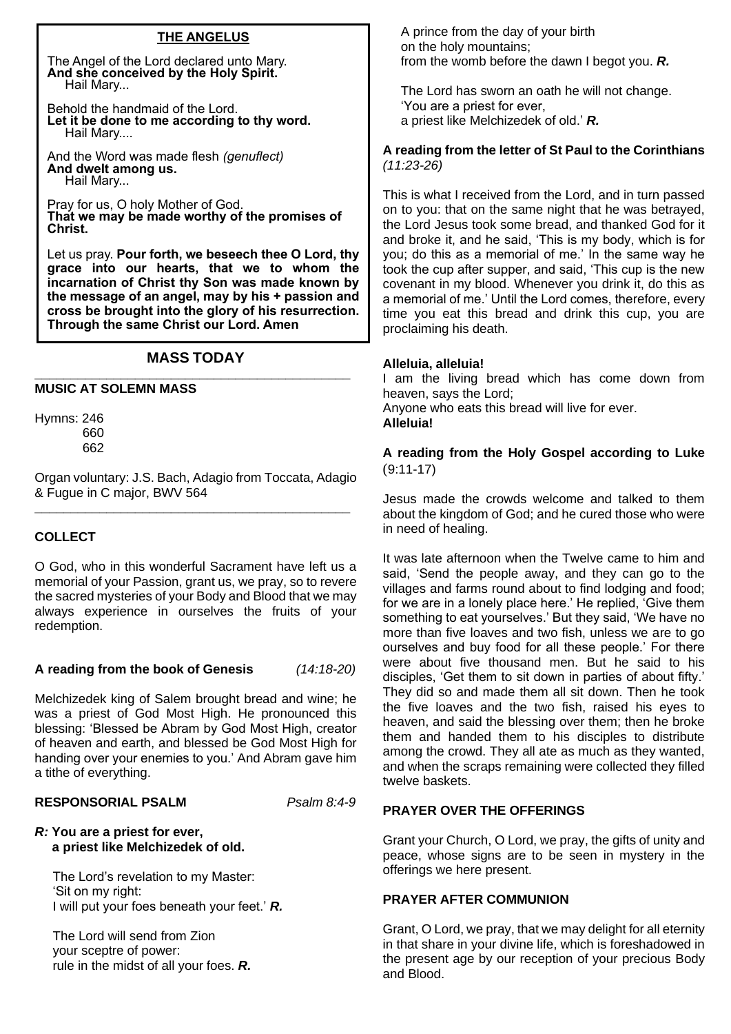## THE ANGELUS

The Angel of the Lord declared unto Mary.
**And she conceived by the Holy Spirit.**
Hail Mary...

Behold the handmaid of the Lord.
**Let it be done to me according to thy word.**
Hail Mary....

And the Word was made flesh *(genuflect)*
**And dwelt among us.**
Hail Mary...

Pray for us, O holy Mother of God.
**That we may be made worthy of the promises of Christ.**

Let us pray. **Pour forth, we beseech thee O Lord, thy grace into our hearts, that we to whom the incarnation of Christ thy Son was made known by the message of an angel, may by his + passion and cross be brought into the glory of his resurrection. Through the same Christ our Lord. Amen**

## MASS TODAY

### MUSIC AT SOLEMN MASS

Hymns: 246
660
662

Organ voluntary: J.S. Bach, Adagio from Toccata, Adagio & Fugue in C major, BWV 564

### COLLECT

O God, who in this wonderful Sacrament have left us a memorial of your Passion, grant us, we pray, so to revere the sacred mysteries of your Body and Blood that we may always experience in ourselves the fruits of your redemption.

### A reading from the book of Genesis *(14:18-20)*

Melchizedek king of Salem brought bread and wine; he was a priest of God Most High. He pronounced this blessing: 'Blessed be Abram by God Most High, creator of heaven and earth, and blessed be God Most High for handing over your enemies to you.' And Abram gave him a tithe of everything.

### RESPONSORIAL PSALM *Psalm 8:4-9*

***R:*** **You are a priest for ever, a priest like Melchizedek of old.**

The Lord's revelation to my Master:
'Sit on my right:
I will put your foes beneath your feet.' ***R.***

The Lord will send from Zion
your sceptre of power:
rule in the midst of all your foes. ***R.***

A prince from the day of your birth
on the holy mountains;
from the womb before the dawn I begot you. ***R.***

The Lord has sworn an oath he will not change.
'You are a priest for ever,
a priest like Melchizedek of old.' ***R.***

### A reading from the letter of St Paul to the Corinthians *(11:23-26)*

This is what I received from the Lord, and in turn passed on to you: that on the same night that he was betrayed, the Lord Jesus took some bread, and thanked God for it and broke it, and he said, 'This is my body, which is for you; do this as a memorial of me.' In the same way he took the cup after supper, and said, 'This cup is the new covenant in my blood. Whenever you drink it, do this as a memorial of me.' Until the Lord comes, therefore, every time you eat this bread and drink this cup, you are proclaiming his death.

**Alleluia, alleluia!**
I am the living bread which has come down from heaven, says the Lord;
Anyone who eats this bread will live for ever.
**Alleluia!**

### A reading from the Holy Gospel according to Luke (9:11-17)

Jesus made the crowds welcome and talked to them about the kingdom of God; and he cured those who were in need of healing.

It was late afternoon when the Twelve came to him and said, 'Send the people away, and they can go to the villages and farms round about to find lodging and food; for we are in a lonely place here.' He replied, 'Give them something to eat yourselves.' But they said, 'We have no more than five loaves and two fish, unless we are to go ourselves and buy food for all these people.' For there were about five thousand men. But he said to his disciples, 'Get them to sit down in parties of about fifty.' They did so and made them all sit down. Then he took the five loaves and the two fish, raised his eyes to heaven, and said the blessing over them; then he broke them and handed them to his disciples to distribute among the crowd. They all ate as much as they wanted, and when the scraps remaining were collected they filled twelve baskets.

### PRAYER OVER THE OFFERINGS

Grant your Church, O Lord, we pray, the gifts of unity and peace, whose signs are to be seen in mystery in the offerings we here present.

### PRAYER AFTER COMMUNION

Grant, O Lord, we pray, that we may delight for all eternity in that share in your divine life, which is foreshadowed in the present age by our reception of your precious Body and Blood.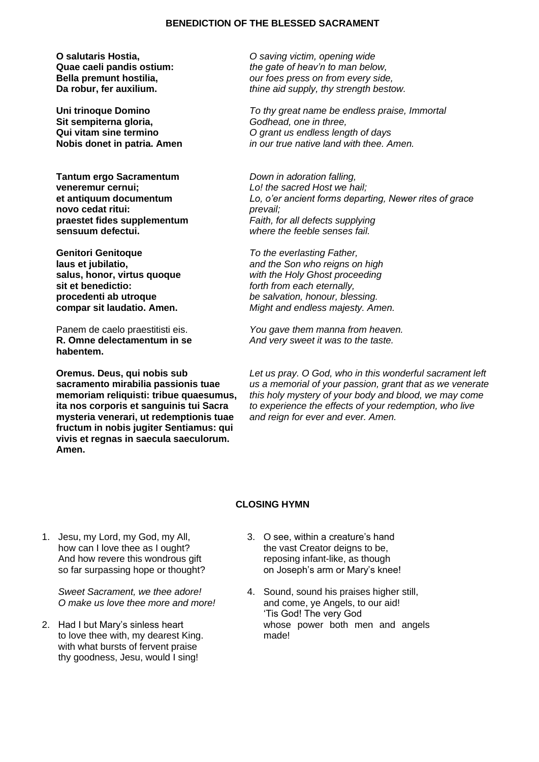## BENEDICTION OF THE BLESSED SACRAMENT

**O salutaris Hostia,**
**Quae caeli pandis ostium:**
**Bella premunt hostilia,**
**Da robur, fer auxilium.**

*O saving victim, opening wide*
*the gate of heav'n to man below,*
*our foes press on from every side,*
*thine aid supply, thy strength bestow.*

**Uni trinoque Domino**
**Sit sempiterna gloria,**
**Qui vitam sine termino**
**Nobis donet in patria. Amen**

*To thy great name be endless praise, Immortal Godhead, one in three,*
*O grant us endless length of days*
*in our true native land with thee. Amen.*

**Tantum ergo Sacramentum**
**veneremur cernui;**
**et antiquum documentum**
**novo cedat ritui:**
**praestet fides supplementum**
**sensuum defectui.**

*Down in adoration falling,*
*Lo! the sacred Host we hail;*
*Lo, o'er ancient forms departing, Newer rites of grace prevail;*
*Faith, for all defects supplying*
*where the feeble senses fail.*

**Genitori Genitoque**
**laus et jubilatio,**
**salus, honor, virtus quoque**
**sit et benedictio:**
**procedenti ab utroque**
**compar sit laudatio. Amen.**

*To the everlasting Father,*
*and the Son who reigns on high*
*with the Holy Ghost proceeding*
*forth from each eternally,*
*be salvation, honour, blessing.*
*Might and endless majesty. Amen.*

Panem de caelo praestitisti eis.
**R. Omne delectamentum in se habentem.**

*You gave them manna from heaven.*
*And very sweet it was to the taste.*

**Oremus. Deus, qui nobis sub sacramento mirabilia passionis tuae memoriam reliquisti: tribue quaesumus, ita nos corporis et sanguinis tui Sacra mysteria venerari, ut redemptionis tuae fructum in nobis jugiter Sentiamus: qui vivis et regnas in saecula saeculorum. Amen.**

*Let us pray. O God, who in this wonderful sacrament left us a memorial of your passion, grant that as we venerate this holy mystery of your body and blood, we may come to experience the effects of your redemption, who live and reign for ever and ever. Amen.*

## CLOSING HYMN

1. Jesu, my Lord, my God, my All,
   how can I love thee as I ought?
   And how revere this wondrous gift
   so far surpassing hope or thought?

   *Sweet Sacrament, we thee adore!*
   *O make us love thee more and more!*

2. Had I but Mary's sinless heart
   to love thee with, my dearest King.
   with what bursts of fervent praise
   thy goodness, Jesu, would I sing!

3. O see, within a creature's hand
   the vast Creator deigns to be,
   reposing infant-like, as though
   on Joseph's arm or Mary's knee!

4. Sound, sound his praises higher still,
   and come, ye Angels, to our aid!
   'Tis God! The very God
   whose power both men and angels made!